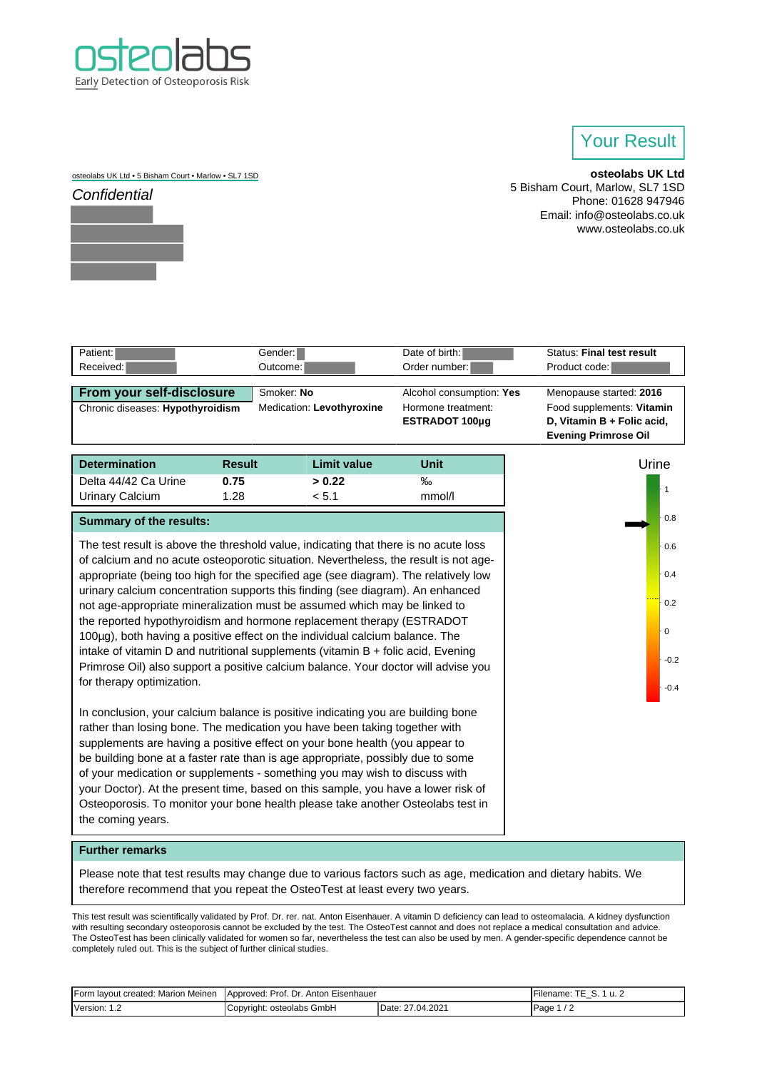osteolabs
Early Detection of Osteoporosis Risk

# Your Result

osteolabs UK Ltd • 5 Bisham Court • Marlow • SL7 1SD

*Confidential*

**osteolabs UK Ltd**
5 Bisham Court, Marlow, SL7 1SD
Phone: 01628 947946
Email: info@osteolabs.co.uk
www.osteolabs.co.uk

| Patient: | Gender: | Date of birth: | Status: **Final test result** |
|---|---|---|---|
| Received: | Outcome: | Order number: | Product code: |

| From your self-disclosure | Smoker: **No** | Alcohol consumption: **Yes** | Menopause started: **2016** |
|---|---|---|---|
| Chronic diseases: **Hypothyroidism** | Medication: **Levothyroxine** | Hormone treatment: **ESTRADOT 100µg** | Food supplements: **Vitamin D, Vitamin B + Folic acid, Evening Primrose Oil** |

| Determination | Result | Limit value | Unit |
|---|---|---|---|
| Delta 44/42 Ca Urine | **0.75** | **> 0.22** | ‰ |
| Urinary Calcium | 1.28 | < 5.1 | mmol/l |

Urine: 1, 0.8, 0.6, 0.4, 0.2, 0, -0.2, -0.4

**Summary of the results:**

The test result is above the threshold value, indicating that there is no acute loss of calcium and no acute osteoporotic situation. Nevertheless, the result is not age-appropriate (being too high for the specified age (see diagram). The relatively low urinary calcium concentration supports this finding (see diagram). An enhanced not age-appropriate mineralization must be assumed which may be linked to the reported hypothyroidism and hormone replacement therapy (ESTRADOT 100µg), both having a positive effect on the individual calcium balance. The intake of vitamin D and nutritional supplements (vitamin B + folic acid, Evening Primrose Oil) also support a positive calcium balance. Your doctor will advise you for therapy optimization.

In conclusion, your calcium balance is positive indicating you are building bone rather than losing bone. The medication you have been taking together with supplements are having a positive effect on your bone health (you appear to be building bone at a faster rate than is age appropriate, possibly due to some of your medication or supplements - something you may wish to discuss with your Doctor). At the present time, based on this sample, you have a lower risk of Osteoporosis. To monitor your bone health please take another Osteolabs test in the coming years.

**Further remarks**

Please note that test results may change due to various factors such as age, medication and dietary habits. We therefore recommend that you repeat the OsteoTest at least every two years.

This test result was scientifically validated by Prof. Dr. rer. nat. Anton Eisenhauer. A vitamin D deficiency can lead to osteomalacia. A kidney dysfunction with resulting secondary osteoporosis cannot be excluded by the test. The OsteoTest cannot and does not replace a medical consultation and advice. The OsteoTest has been clinically validated for women so far, nevertheless the test can also be used by men. A gender-specific dependence cannot be completely ruled out. This is the subject of further clinical studies.

| Form layout created: Marion Meinen | Approved: Prof. Dr. Anton Eisenhauer | | Filename: TE_S. 1 u. 2 |
|---|---|---|---|
| Version: 1.2 | Copyright: osteolabs GmbH | Date: 27.04.2021 | Page 1 / 2 |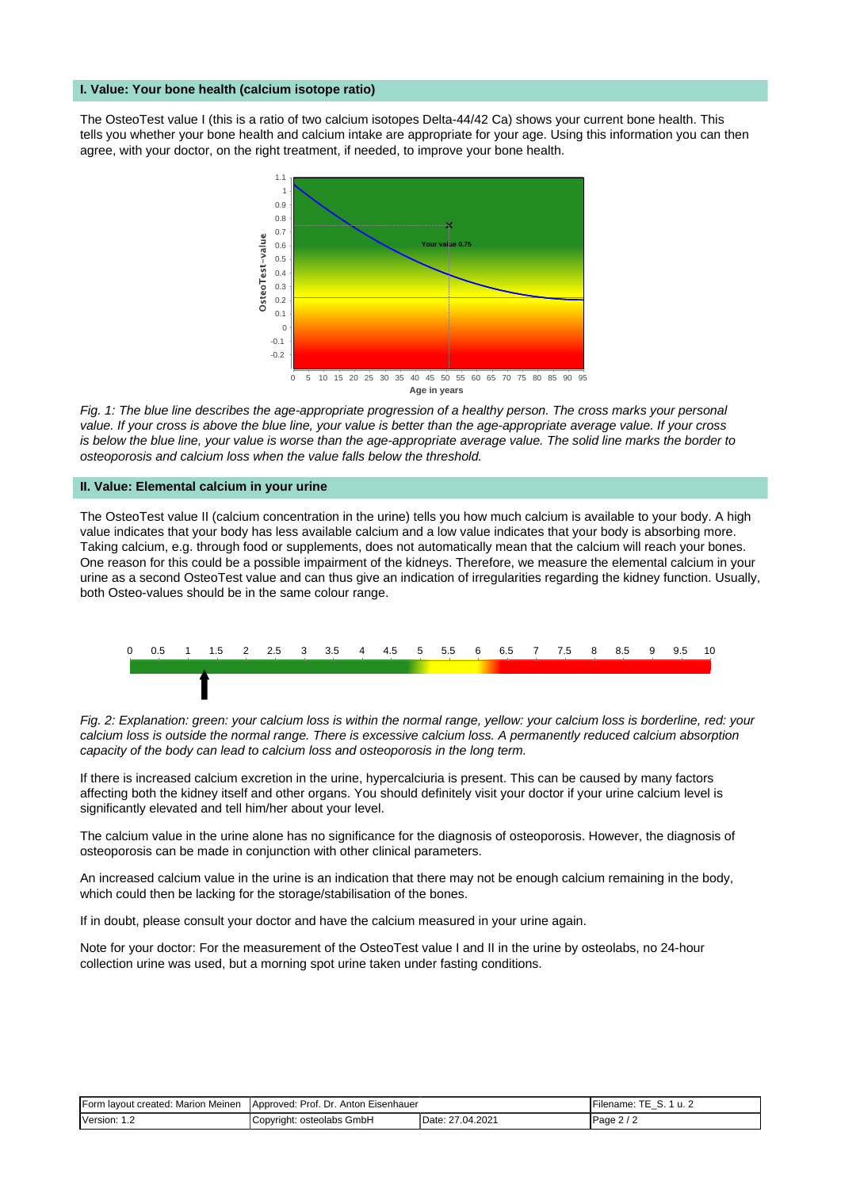## I. Value: Your bone health (calcium isotope ratio)

The OsteoTest value I (this is a ratio of two calcium isotopes Delta-44/42 Ca) shows your current bone health. This tells you whether your bone health and calcium intake are appropriate for your age. Using this information you can then agree, with your doctor, on the right treatment, if needed, to improve your bone health.

OsteoTest-value

1.1
1
0.9
0.8
0.7
0.6
0.5
0.4
0.3
0.2
0.1
0
-0.1
-0.2

Your value 0.75

0 5 10 15 20 25 30 35 40 45 50 55 60 65 70 75 80 85 90 95

Age in years

*Fig. 1: The blue line describes the age-appropriate progression of a healthy person. The cross marks your personal value. If your cross is above the blue line, your value is better than the age-appropriate average value. If your cross is below the blue line, your value is worse than the age-appropriate average value. The solid line marks the border to osteoporosis and calcium loss when the value falls below the threshold.*

## II. Value: Elemental calcium in your urine

The OsteoTest value II (calcium concentration in the urine) tells you how much calcium is available to your body. A high value indicates that your body has less available calcium and a low value indicates that your body is absorbing more. Taking calcium, e.g. through food or supplements, does not automatically mean that the calcium will reach your bones. One reason for this could be a possible impairment of the kidneys. Therefore, we measure the elemental calcium in your urine as a second OsteoTest value and can thus give an indication of irregularities regarding the kidney function. Usually, both Osteo-values should be in the same colour range.

0 0.5 1 1.5 2 2.5 3 3.5 4 4.5 5 5.5 6 6.5 7 7.5 8 8.5 9 9.5 10

*Fig. 2: Explanation: green: your calcium loss is within the normal range, yellow: your calcium loss is borderline, red: your calcium loss is outside the normal range. There is excessive calcium loss. A permanently reduced calcium absorption capacity of the body can lead to calcium loss and osteoporosis in the long term.*

If there is increased calcium excretion in the urine, hypercalciuria is present. This can be caused by many factors affecting both the kidney itself and other organs. You should definitely visit your doctor if your urine calcium level is significantly elevated and tell him/her about your level.

The calcium value in the urine alone has no significance for the diagnosis of osteoporosis. However, the diagnosis of osteoporosis can be made in conjunction with other clinical parameters.

An increased calcium value in the urine is an indication that there may not be enough calcium remaining in the body, which could then be lacking for the storage/stabilisation of the bones.

If in doubt, please consult your doctor and have the calcium measured in your urine again.

Note for your doctor: For the measurement of the OsteoTest value I and II in the urine by osteolabs, no 24-hour collection urine was used, but a morning spot urine taken under fasting conditions.

| | | | |
|---|---|---|---|
| Form layout created: Marion Meinen | Approved: Prof. Dr. Anton Eisenhauer | | Filename: TE_S. 1 u. 2 |
| Version: 1.2 | Copyright: osteolabs GmbH | Date: 27.04.2021 | |